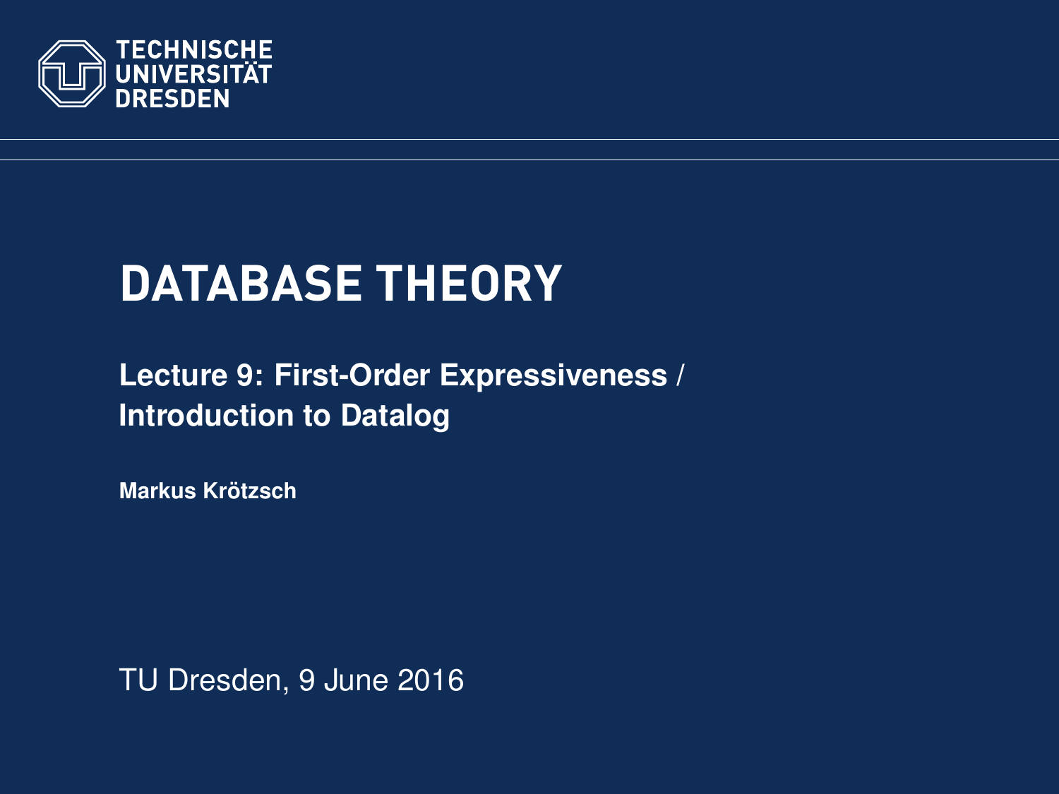TECHNISCHE UNIVERSITÄT DRESDEN

# DATABASE THEORY

## Lecture 9: First-Order Expressiveness / Introduction to Datalog

**Markus Krötzsch**

TU Dresden, 9 June 2016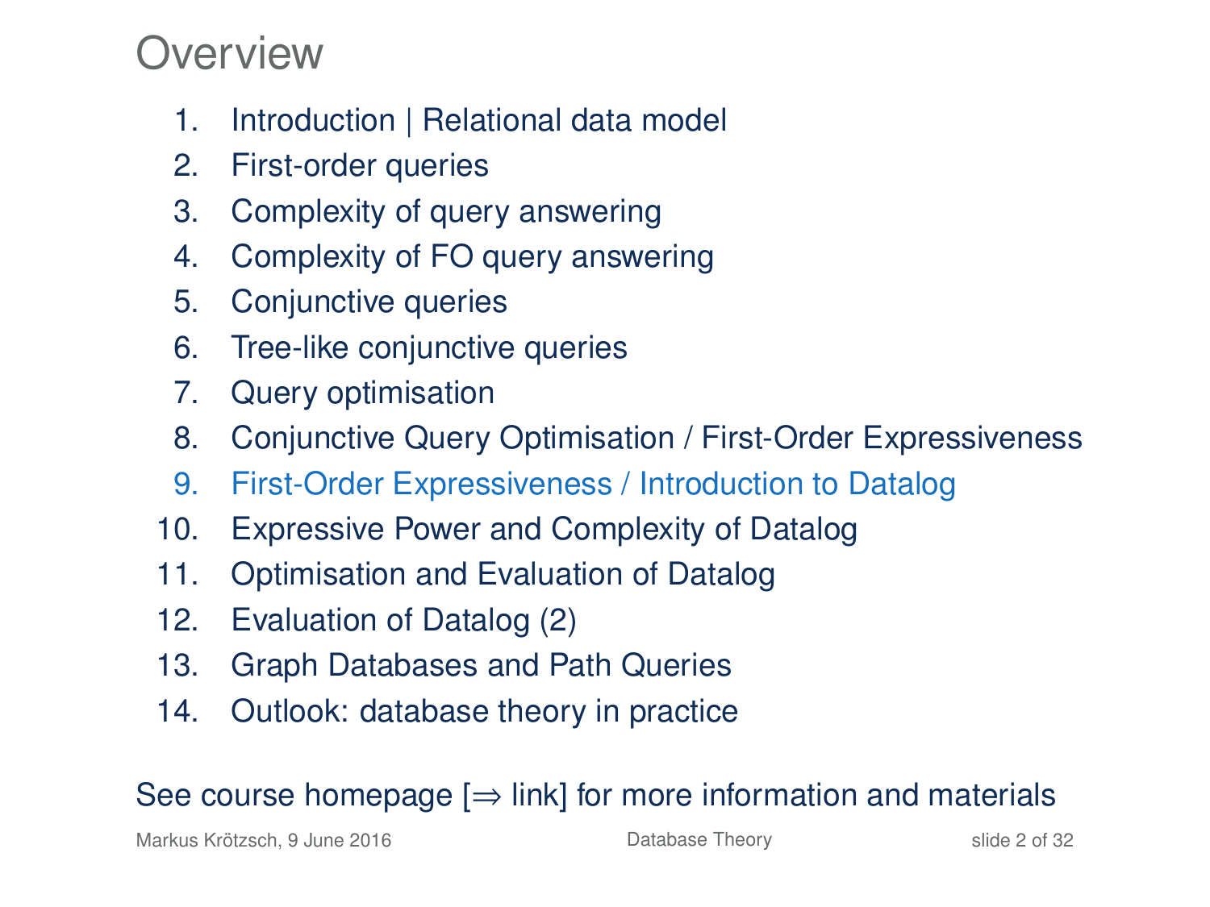# Overview

1. Introduction | Relational data model
2. First-order queries
3. Complexity of query answering
4. Complexity of FO query answering
5. Conjunctive queries
6. Tree-like conjunctive queries
7. Query optimisation
8. Conjunctive Query Optimisation / First-Order Expressiveness
9. First-Order Expressiveness / Introduction to Datalog
10. Expressive Power and Complexity of Datalog
11. Optimisation and Evaluation of Datalog
12. Evaluation of Datalog (2)
13. Graph Databases and Path Queries
14. Outlook: database theory in practice

See course homepage [⇒ link] for more information and materials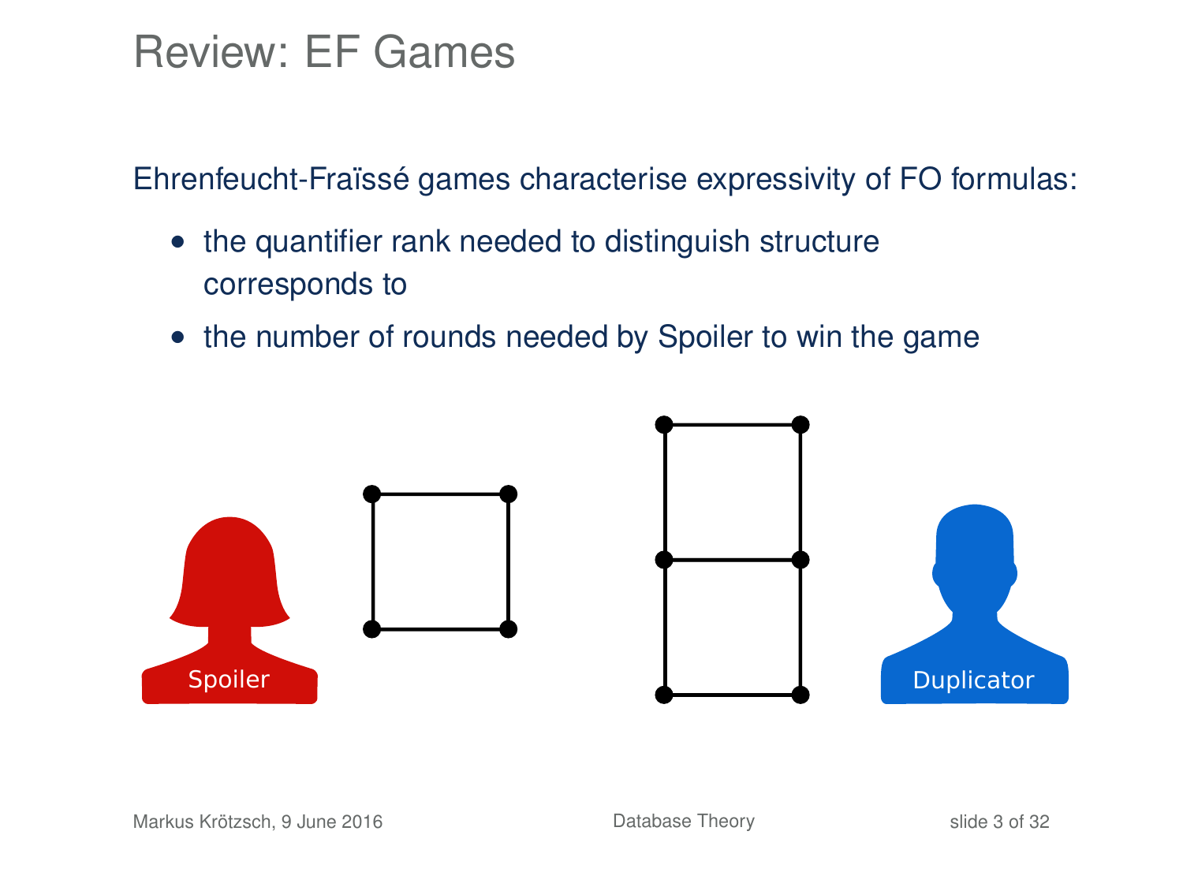# Review: EF Games

Ehrenfeucht-Fraïssé games characterise expressivity of FO formulas:

- the quantifier rank needed to distinguish structure corresponds to
- the number of rounds needed by Spoiler to win the game

Spoiler

Duplicator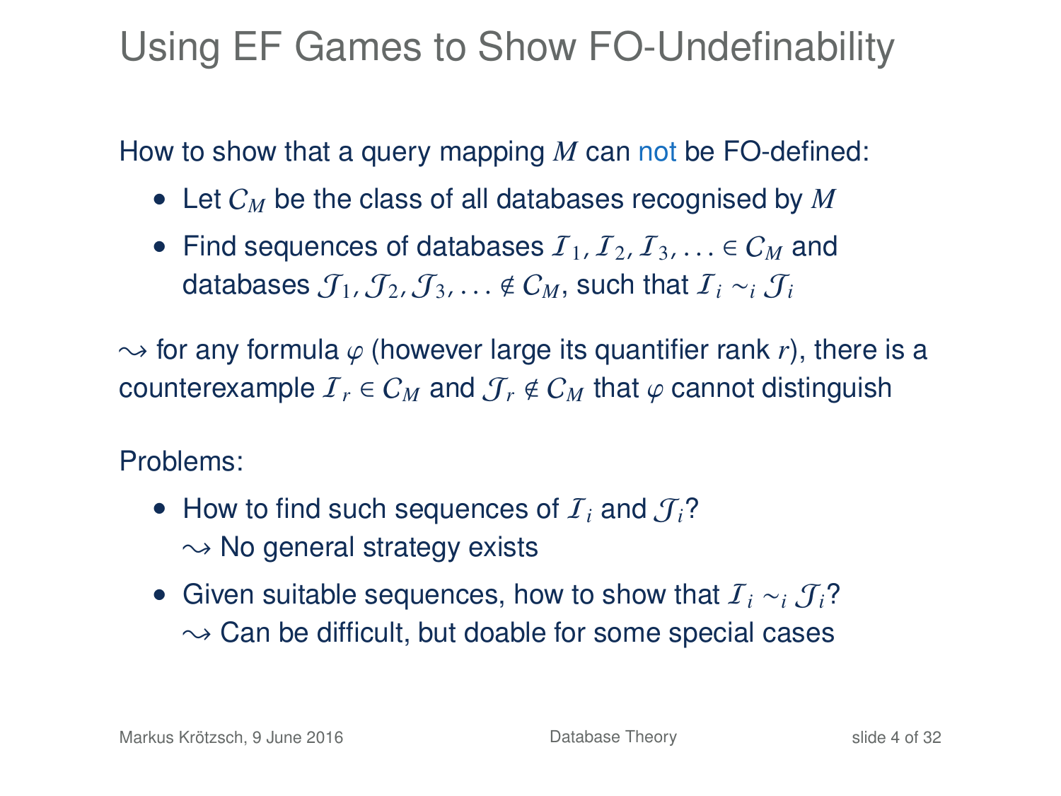# Using EF Games to Show FO-Undefinability

How to show that a query mapping $M$ can not be FO-defined:

- Let $\mathcal{C}_M$ be the class of all databases recognised by $M$
- Find sequences of databases $\mathcal{I}_1, \mathcal{I}_2, \mathcal{I}_3, \ldots \in \mathcal{C}_M$ and databases $\mathcal{J}_1, \mathcal{J}_2, \mathcal{J}_3, \ldots \notin \mathcal{C}_M$, such that $\mathcal{I}_i \sim_i \mathcal{J}_i$

$\rightsquigarrow$ for any formula $\varphi$ (however large its quantifier rank $r$), there is a counterexample $\mathcal{I}_r \in \mathcal{C}_M$ and $\mathcal{J}_r \notin \mathcal{C}_M$ that $\varphi$ cannot distinguish

Problems:

- How to find such sequences of $\mathcal{I}_i$ and $\mathcal{J}_i$?
  $\rightsquigarrow$ No general strategy exists
- Given suitable sequences, how to show that $\mathcal{I}_i \sim_i \mathcal{J}_i$?
  $\rightsquigarrow$ Can be difficult, but doable for some special cases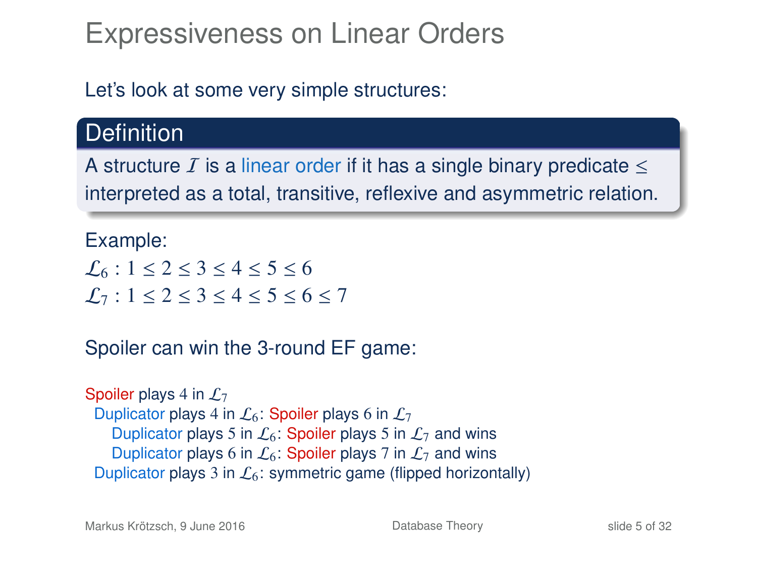# Expressiveness on Linear Orders

Let's look at some very simple structures:

**Definition**

A structure $\mathcal{I}$ is a linear order if it has a single binary predicate $\leq$ interpreted as a total, transitive, reflexive and asymmetric relation.

Example:

$\mathcal{L}_6 : 1 \leq 2 \leq 3 \leq 4 \leq 5 \leq 6$

$\mathcal{L}_7 : 1 \leq 2 \leq 3 \leq 4 \leq 5 \leq 6 \leq 7$

Spoiler can win the 3-round EF game:

Spoiler plays $4$ in $\mathcal{L}_7$

- Duplicator plays $4$ in $\mathcal{L}_6$: Spoiler plays $6$ in $\mathcal{L}_7$
  - Duplicator plays $5$ in $\mathcal{L}_6$: Spoiler plays $5$ in $\mathcal{L}_7$ and wins
  - Duplicator plays $6$ in $\mathcal{L}_6$: Spoiler plays $7$ in $\mathcal{L}_7$ and wins
- Duplicator plays $3$ in $\mathcal{L}_6$: symmetric game (flipped horizontally)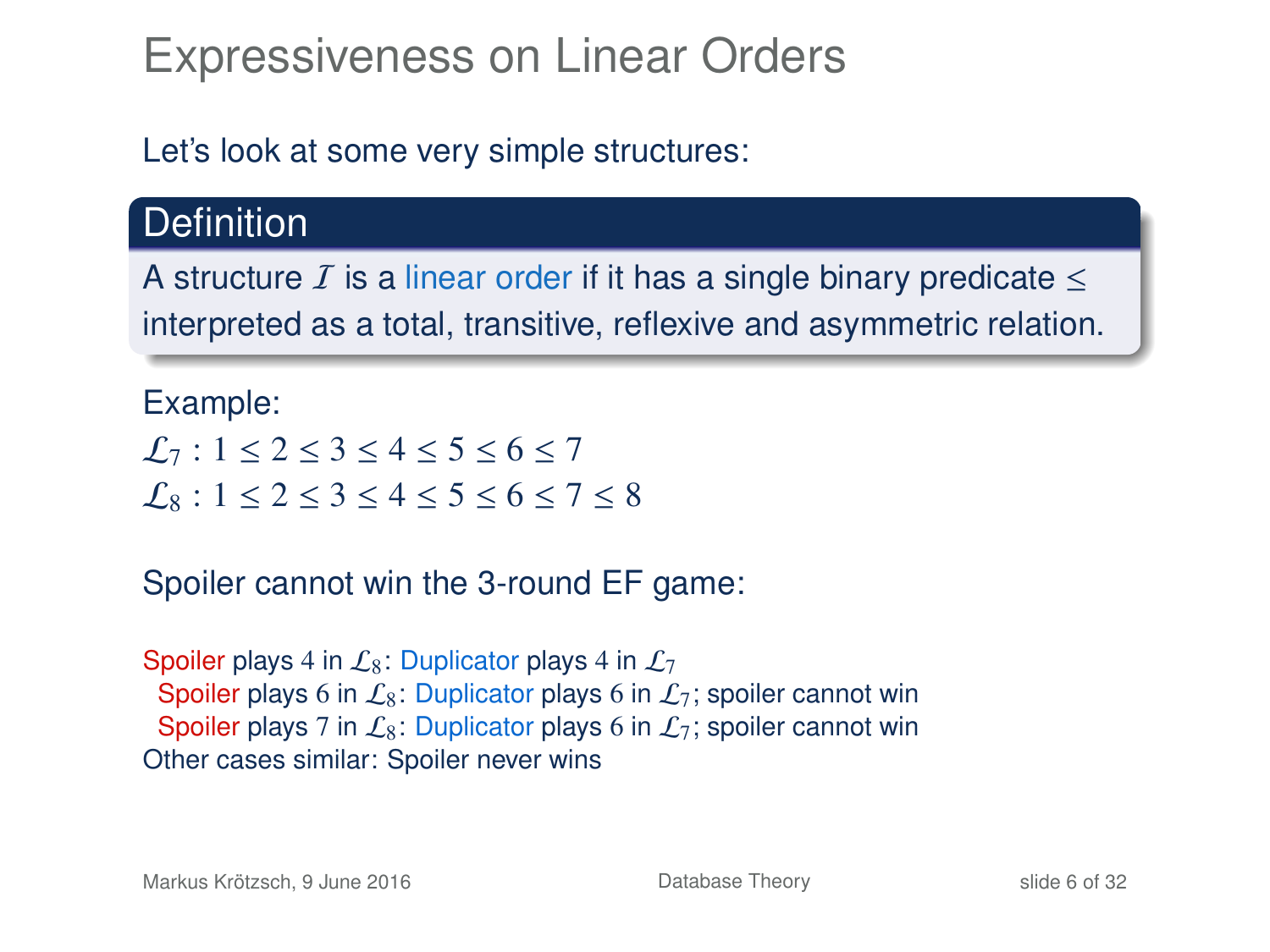# Expressiveness on Linear Orders

Let's look at some very simple structures:

**Definition**

A structure $\mathcal{I}$ is a linear order if it has a single binary predicate $\leq$ interpreted as a total, transitive, reflexive and asymmetric relation.

Example:

$\mathcal{L}_7 : 1 \leq 2 \leq 3 \leq 4 \leq 5 \leq 6 \leq 7$

$\mathcal{L}_8 : 1 \leq 2 \leq 3 \leq 4 \leq 5 \leq 6 \leq 7 \leq 8$

Spoiler cannot win the 3-round EF game:

Spoiler plays $4$ in $\mathcal{L}_8$: Duplicator plays $4$ in $\mathcal{L}_7$
- Spoiler plays $6$ in $\mathcal{L}_8$: Duplicator plays $6$ in $\mathcal{L}_7$; spoiler cannot win
- Spoiler plays $7$ in $\mathcal{L}_8$: Duplicator plays $6$ in $\mathcal{L}_7$; spoiler cannot win

Other cases similar: Spoiler never wins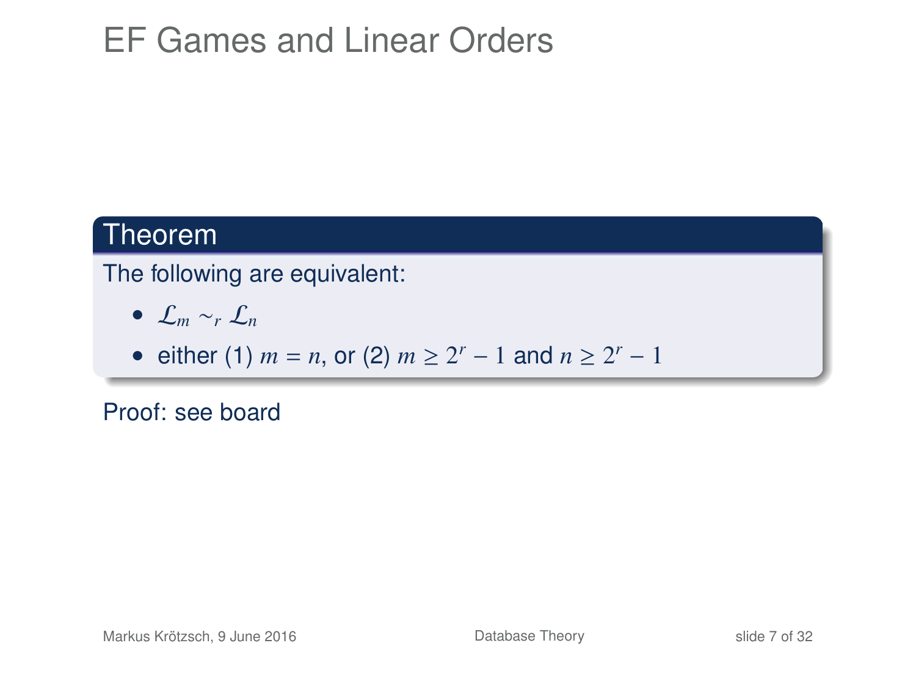# EF Games and Linear Orders

**Theorem**

The following are equivalent:

- $\mathcal{L}_m \sim_r \mathcal{L}_n$
- either (1) $m = n$, or (2) $m \geq 2^r - 1$ and $n \geq 2^r - 1$

Proof: see board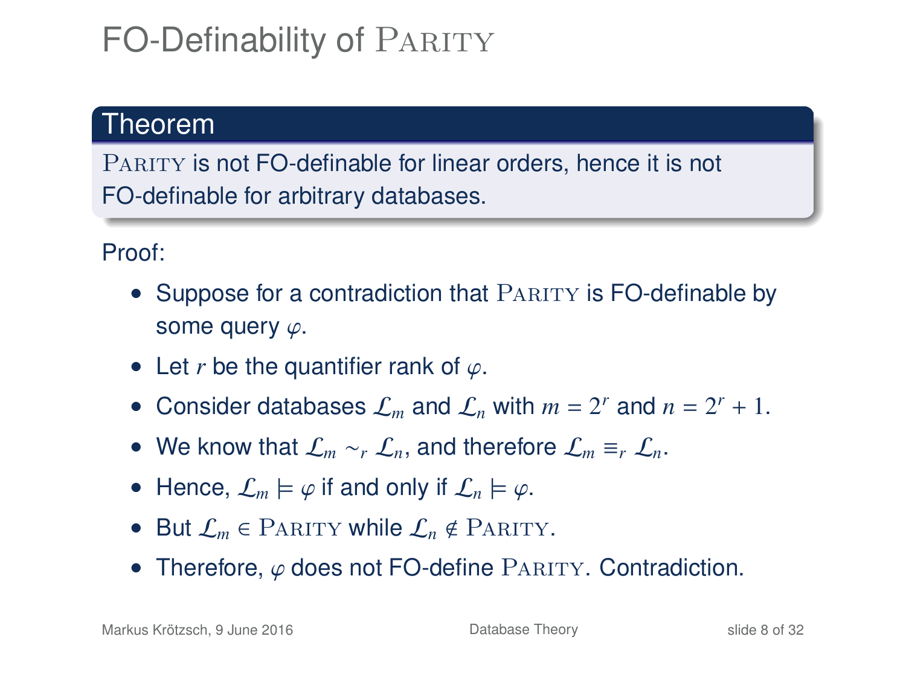# FO-Definability of Parity

**Theorem**

Parity is not FO-definable for linear orders, hence it is not FO-definable for arbitrary databases.

Proof:

- Suppose for a contradiction that Parity is FO-definable by some query $\varphi$.
- Let $r$ be the quantifier rank of $\varphi$.
- Consider databases $\mathcal{L}_m$ and $\mathcal{L}_n$ with $m = 2^r$ and $n = 2^r + 1$.
- We know that $\mathcal{L}_m \sim_r \mathcal{L}_n$, and therefore $\mathcal{L}_m \equiv_r \mathcal{L}_n$.
- Hence, $\mathcal{L}_m \models \varphi$ if and only if $\mathcal{L}_n \models \varphi$.
- But $\mathcal{L}_m \in$ Parity while $\mathcal{L}_n \notin$ Parity.
- Therefore, $\varphi$ does not FO-define Parity. Contradiction.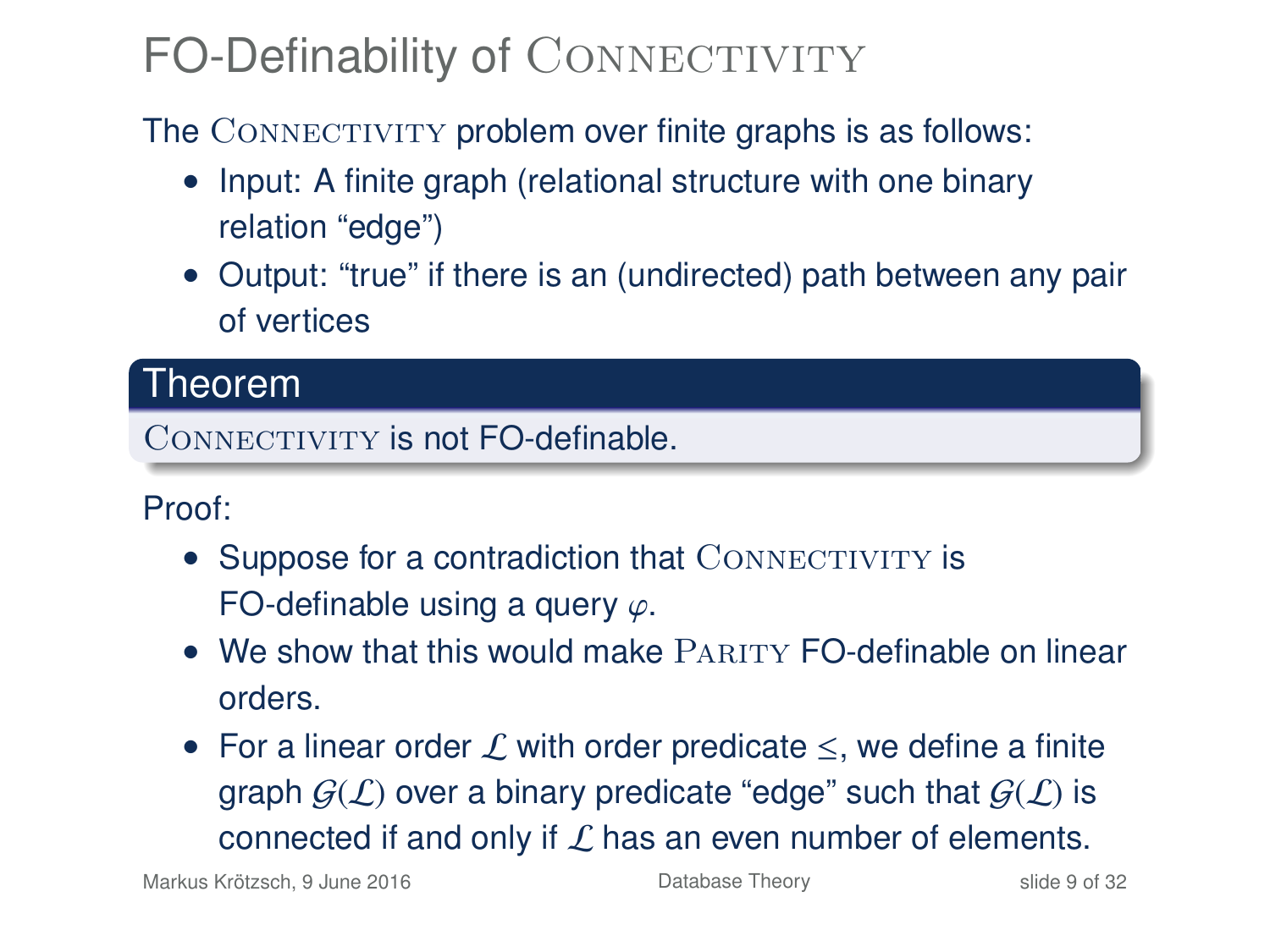# FO-Definability of CONNECTIVITY

The CONNECTIVITY problem over finite graphs is as follows:

- Input: A finite graph (relational structure with one binary relation "edge")
- Output: "true" if there is an (undirected) path between any pair of vertices

**Theorem**

CONNECTIVITY is not FO-definable.

Proof:

- Suppose for a contradiction that CONNECTIVITY is FO-definable using a query $\varphi$.
- We show that this would make PARITY FO-definable on linear orders.
- For a linear order $\mathcal{L}$ with order predicate $\leq$, we define a finite graph $\mathcal{G}(\mathcal{L})$ over a binary predicate "edge" such that $\mathcal{G}(\mathcal{L})$ is connected if and only if $\mathcal{L}$ has an even number of elements.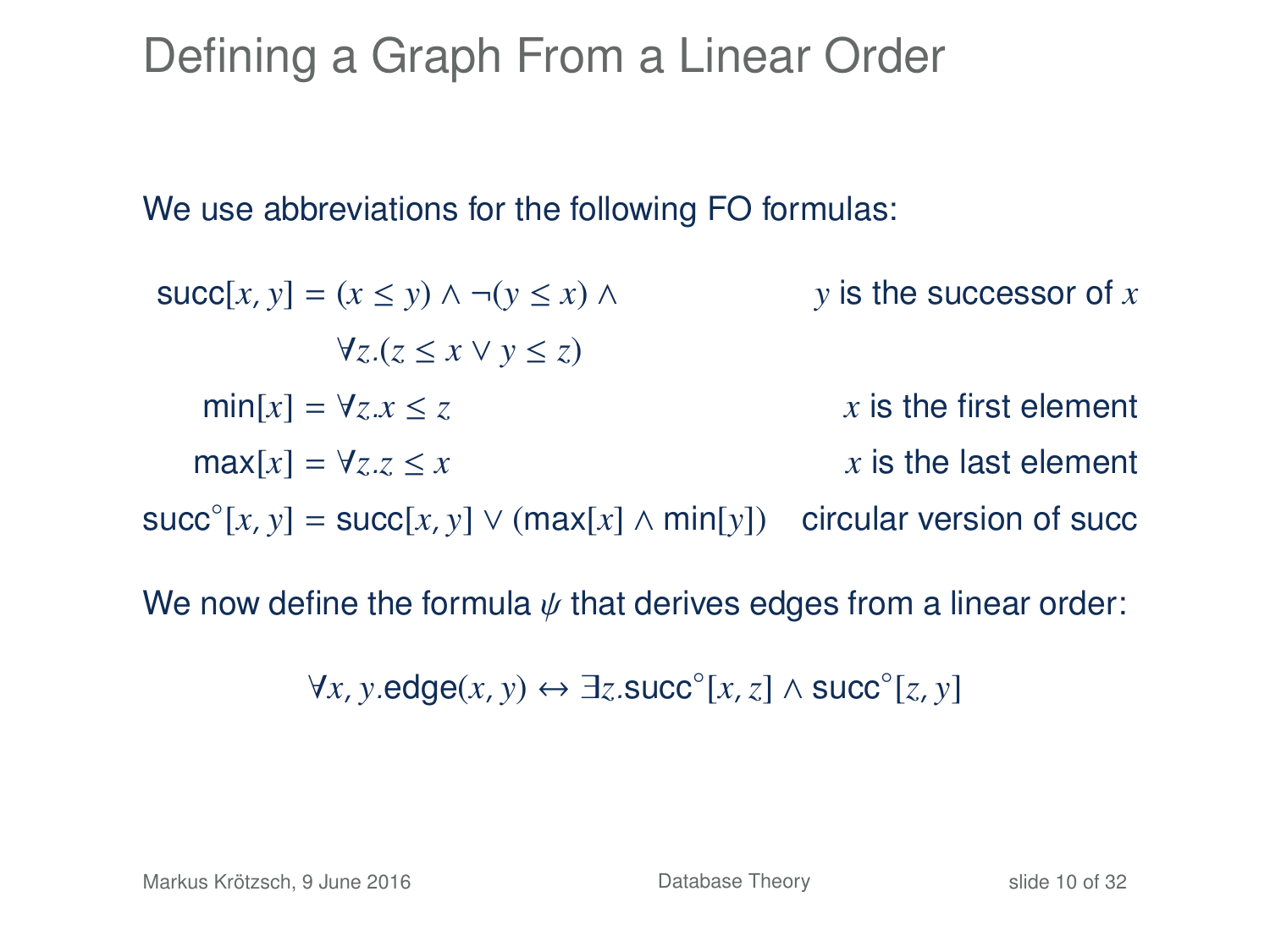# Defining a Graph From a Linear Order

We use abbreviations for the following FO formulas:

| | |
|---|---|
| $\mathsf{succ}[x, y] = (x \leq y) \land \neg(y \leq x) \land \forall z.(z \leq x \lor y \leq z)$ | $y$ is the successor of $x$ |
| $\mathsf{min}[x] = \forall z.x \leq z$ | $x$ is the first element |
| $\mathsf{max}[x] = \forall z.z \leq x$ | $x$ is the last element |
| $\mathsf{succ}^{\circ}[x, y] = \mathsf{succ}[x, y] \lor (\mathsf{max}[x] \land \mathsf{min}[y])$ | circular version of succ |

We now define the formula $\psi$ that derives edges from a linear order:

$$\forall x, y.\mathsf{edge}(x, y) \leftrightarrow \exists z.\mathsf{succ}^{\circ}[x, z] \land \mathsf{succ}^{\circ}[z, y]$$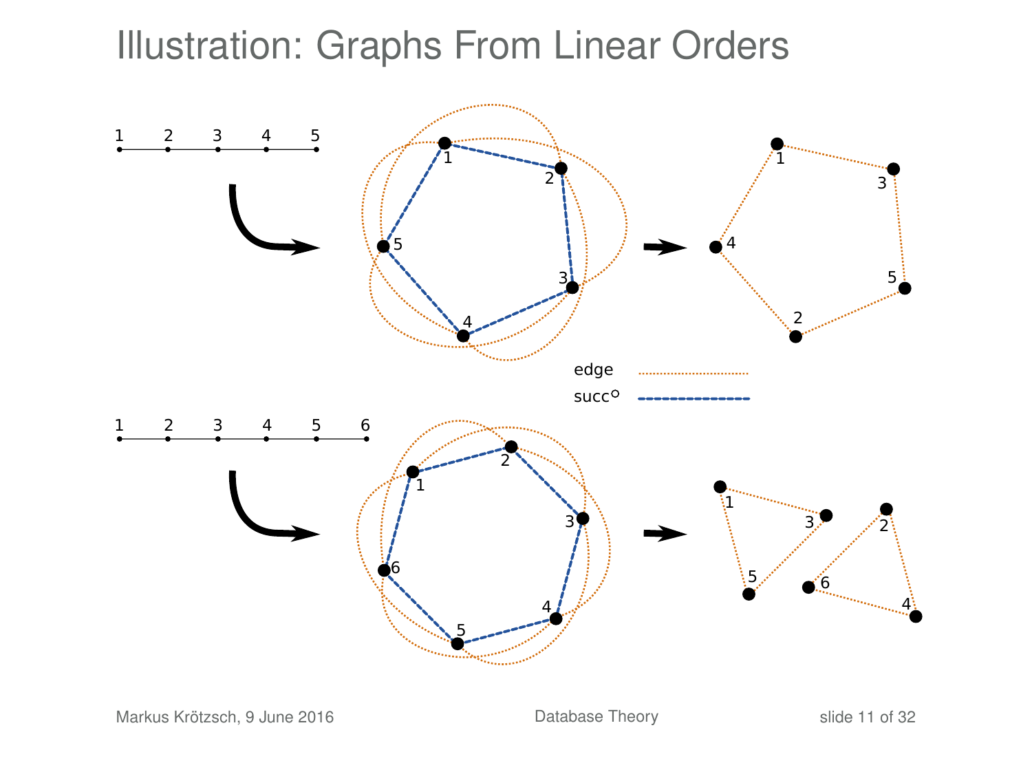# Illustration: Graphs From Linear Orders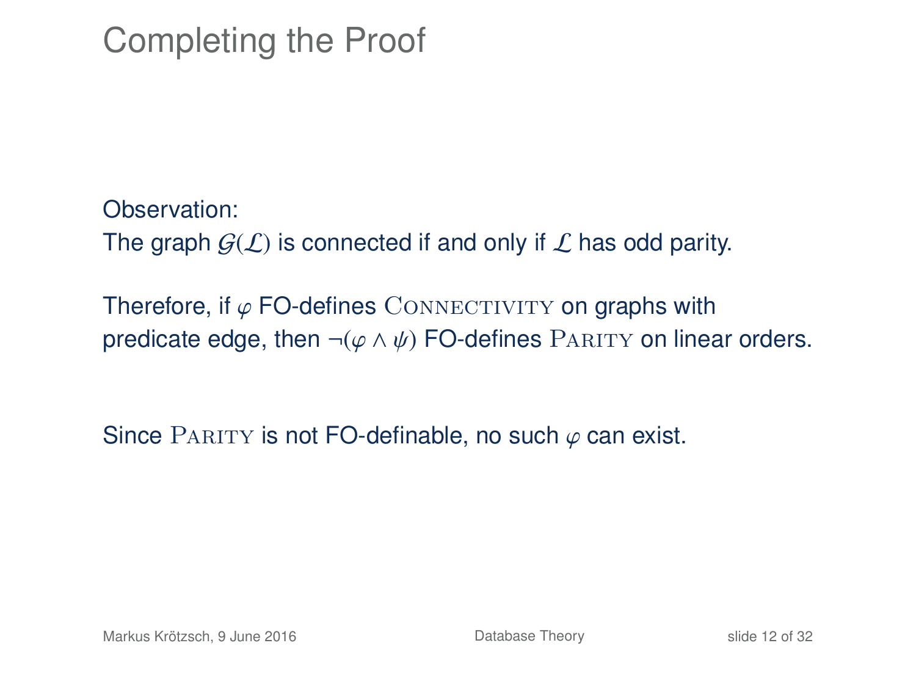# Completing the Proof

Observation:
The graph $\mathcal{G}(\mathcal{L})$ is connected if and only if $\mathcal{L}$ has odd parity.

Therefore, if $\varphi$ FO-defines $\textsc{Connectivity}$ on graphs with predicate edge, then $\neg(\varphi \wedge \psi)$ FO-defines $\textsc{Parity}$ on linear orders.

Since $\textsc{Parity}$ is not FO-definable, no such $\varphi$ can exist.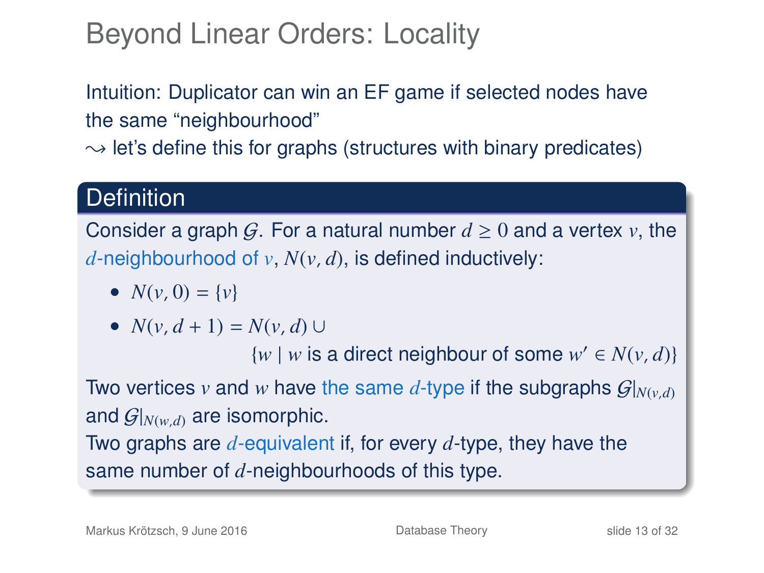# Beyond Linear Orders: Locality

Intuition: Duplicator can win an EF game if selected nodes have the same "neighbourhood"

$\rightsquigarrow$ let's define this for graphs (structures with binary predicates)

## Definition

Consider a graph $\mathcal{G}$. For a natural number $d \geq 0$ and a vertex $v$, the $d$-neighbourhood of $v$, $N(v, d)$, is defined inductively:

- $N(v, 0) = \{v\}$
- $N(v, d + 1) = N(v, d) \cup \{w \mid w \text{ is a direct neighbour of some } w' \in N(v, d)\}$

Two vertices $v$ and $w$ have the same $d$-type if the subgraphs $\mathcal{G}|_{N(v,d)}$ and $\mathcal{G}|_{N(w,d)}$ are isomorphic.

Two graphs are $d$-equivalent if, for every $d$-type, they have the same number of $d$-neighbourhoods of this type.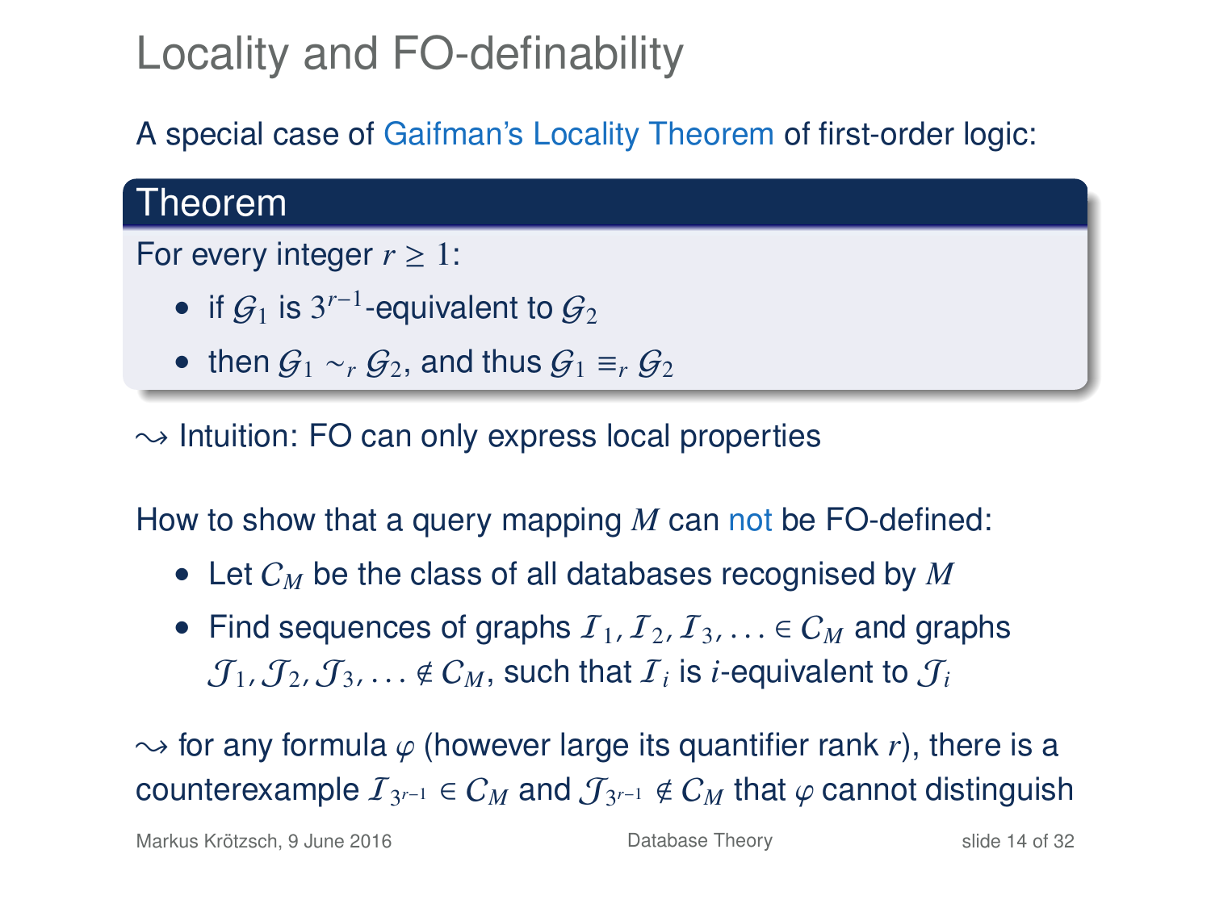# Locality and FO-definability

A special case of Gaifman's Locality Theorem of first-order logic:

**Theorem**

For every integer $r \geq 1$:

- if $\mathcal{G}_1$ is $3^{r-1}$-equivalent to $\mathcal{G}_2$
- then $\mathcal{G}_1 \sim_r \mathcal{G}_2$, and thus $\mathcal{G}_1 \equiv_r \mathcal{G}_2$

$\rightsquigarrow$ Intuition: FO can only express local properties

How to show that a query mapping $M$ can not be FO-defined:

- Let $C_M$ be the class of all databases recognised by $M$
- Find sequences of graphs $\mathcal{I}_1, \mathcal{I}_2, \mathcal{I}_3, \ldots \in C_M$ and graphs $\mathcal{J}_1, \mathcal{J}_2, \mathcal{J}_3, \ldots \notin C_M$, such that $\mathcal{I}_i$ is $i$-equivalent to $\mathcal{J}_i$

$\rightsquigarrow$ for any formula $\varphi$ (however large its quantifier rank $r$), there is a counterexample $\mathcal{I}_{3^{r-1}} \in C_M$ and $\mathcal{J}_{3^{r-1}} \notin C_M$ that $\varphi$ cannot distinguish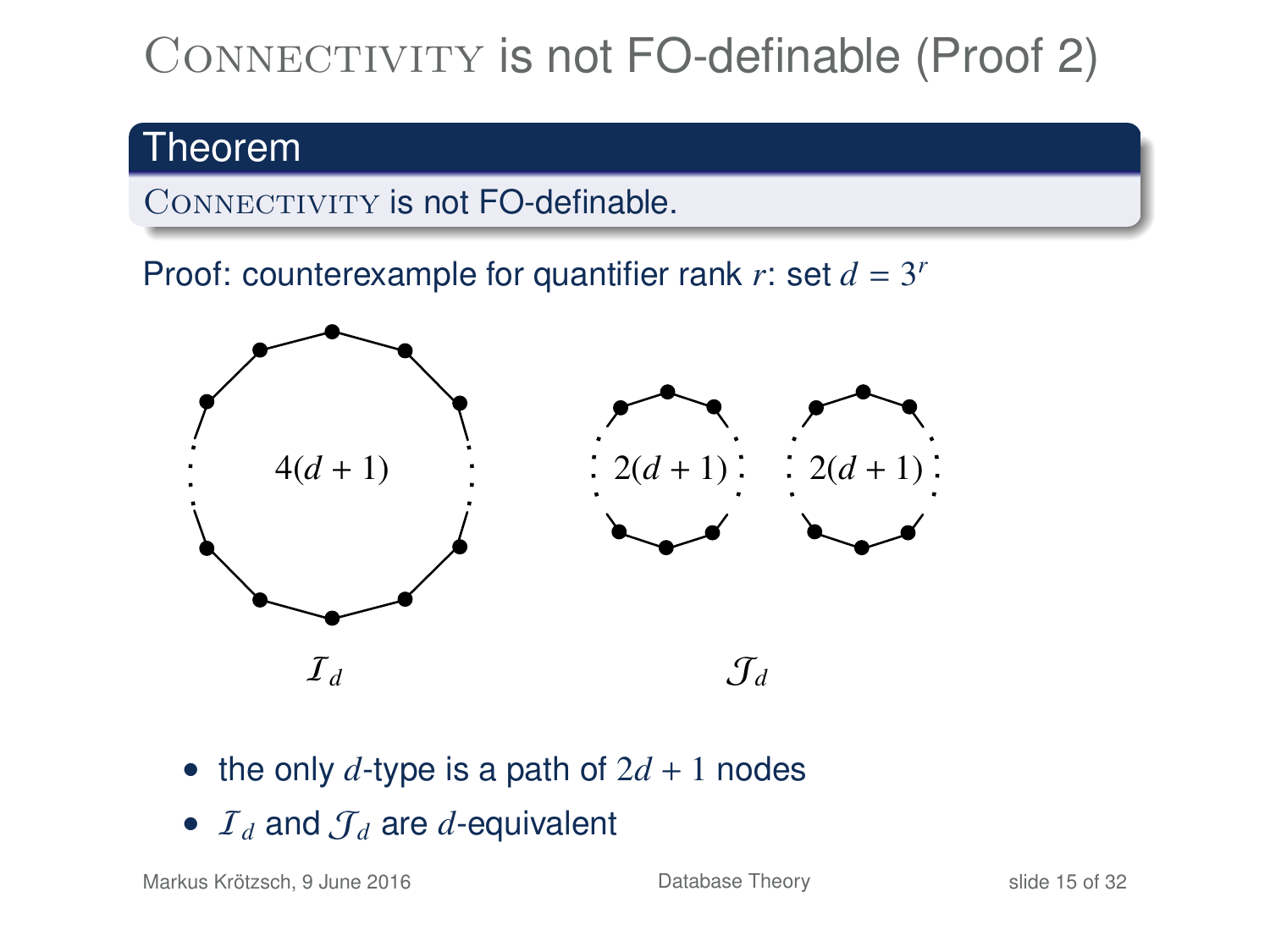# CONNECTIVITY is not FO-definable (Proof 2)

**Theorem**

CONNECTIVITY is not FO-definable.

Proof: counterexample for quantifier rank $r$: set $d = 3^r$

$4(d+1)$

$\mathcal{I}_d$

$2(d+1)$ $2(d+1)$

$\mathcal{J}_d$

- the only $d$-type is a path of $2d + 1$ nodes
- $\mathcal{I}_d$ and $\mathcal{J}_d$ are $d$-equivalent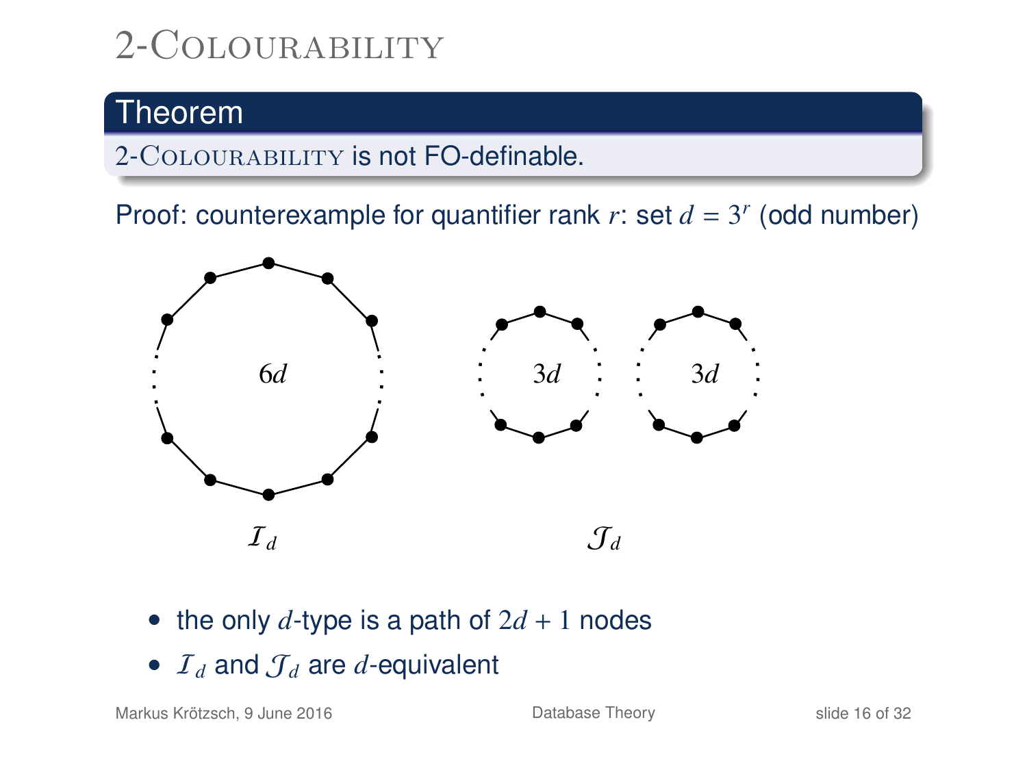# 2-Colourability

**Theorem**

2-Colourability is not FO-definable.

Proof: counterexample for quantifier rank $r$: set $d = 3^r$ (odd number)

$6d$

$\mathcal{I}_d$

$3d$ $3d$

$\mathcal{J}_d$

- the only $d$-type is a path of $2d + 1$ nodes
- $\mathcal{I}_d$ and $\mathcal{J}_d$ are $d$-equivalent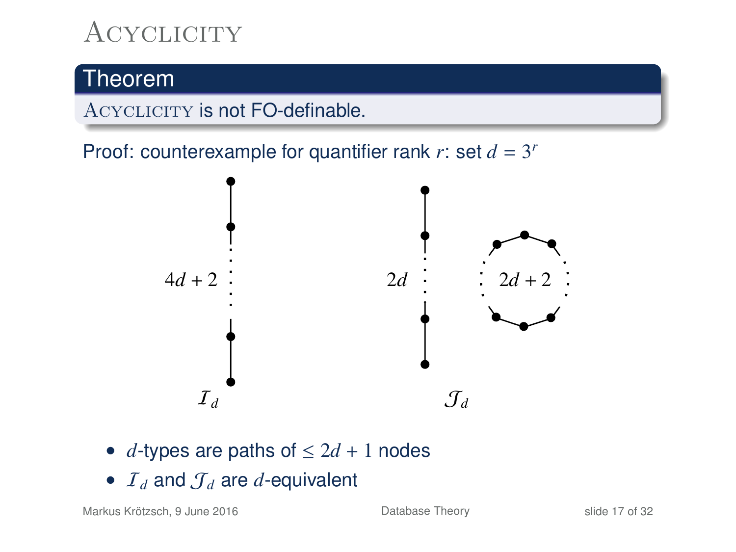# Acyclicity

**Theorem**

Acyclicity is not FO-definable.

Proof: counterexample for quantifier rank $r$: set $d = 3^r$

$4d + 2$ $\quad\quad$ $2d$ $\quad\quad$ $2d + 2$

$\mathcal{I}_d$ $\quad\quad$ $\mathcal{J}_d$

- $d$-types are paths of $\leq 2d + 1$ nodes
- $\mathcal{I}_d$ and $\mathcal{J}_d$ are $d$-equivalent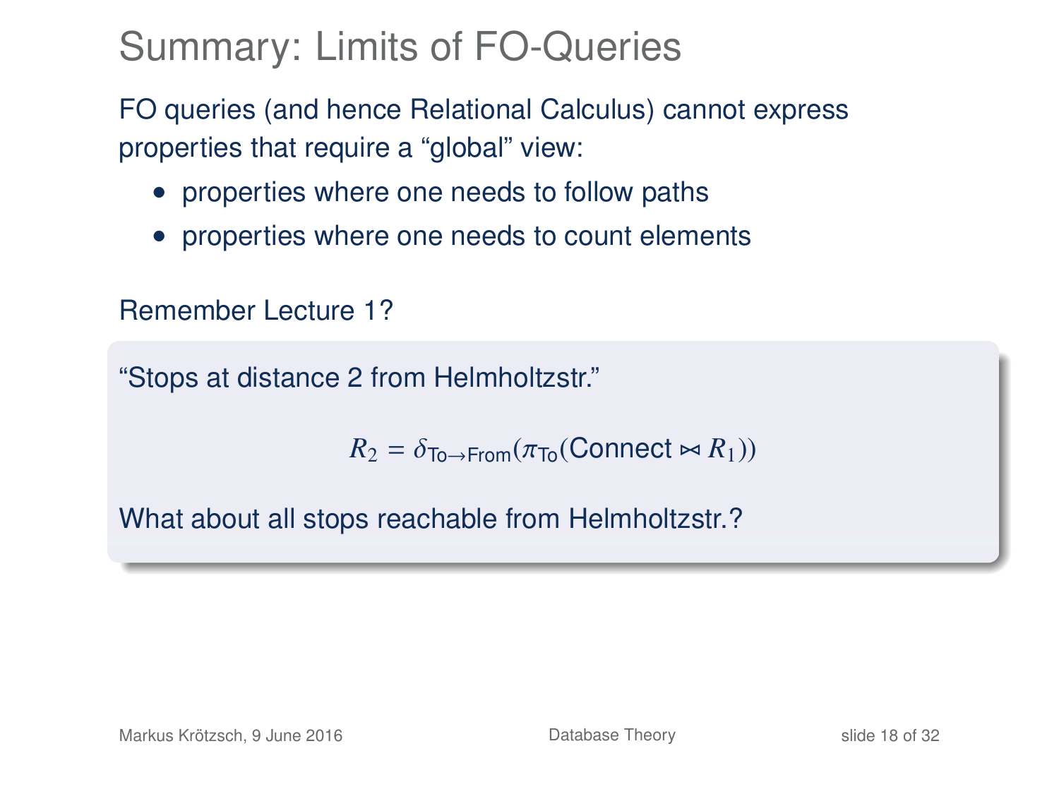# Summary: Limits of FO-Queries

FO queries (and hence Relational Calculus) cannot express properties that require a "global" view:

- properties where one needs to follow paths
- properties where one needs to count elements

Remember Lecture 1?

"Stops at distance 2 from Helmholtzstr."

$$R_2 = \delta_{\mathsf{To}\to\mathsf{From}}(\pi_{\mathsf{To}}(\mathsf{Connect} \bowtie R_1))$$

What about all stops reachable from Helmholtzstr.?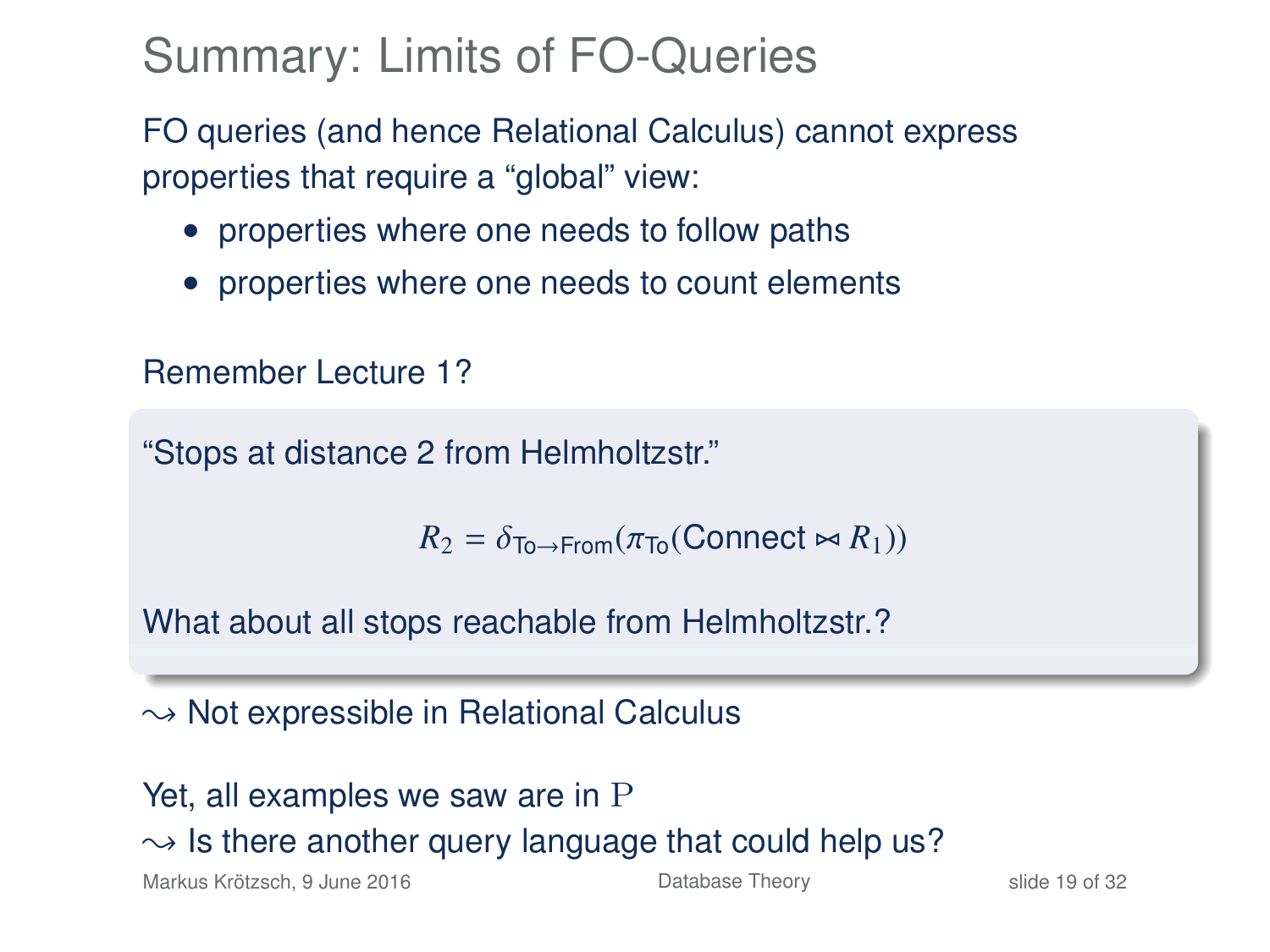# Summary: Limits of FO-Queries

FO queries (and hence Relational Calculus) cannot express properties that require a "global" view:

- properties where one needs to follow paths
- properties where one needs to count elements

Remember Lecture 1?

> "Stops at distance 2 from Helmholtzstr."
>
> $$R_2 = \delta_{\text{To}\to\text{From}}(\pi_{\text{To}}(\text{Connect} \bowtie R_1))$$
>
> What about all stops reachable from Helmholtzstr.?

$\leadsto$ Not expressible in Relational Calculus

Yet, all examples we saw are in $\mathrm{P}$

$\leadsto$ Is there another query language that could help us?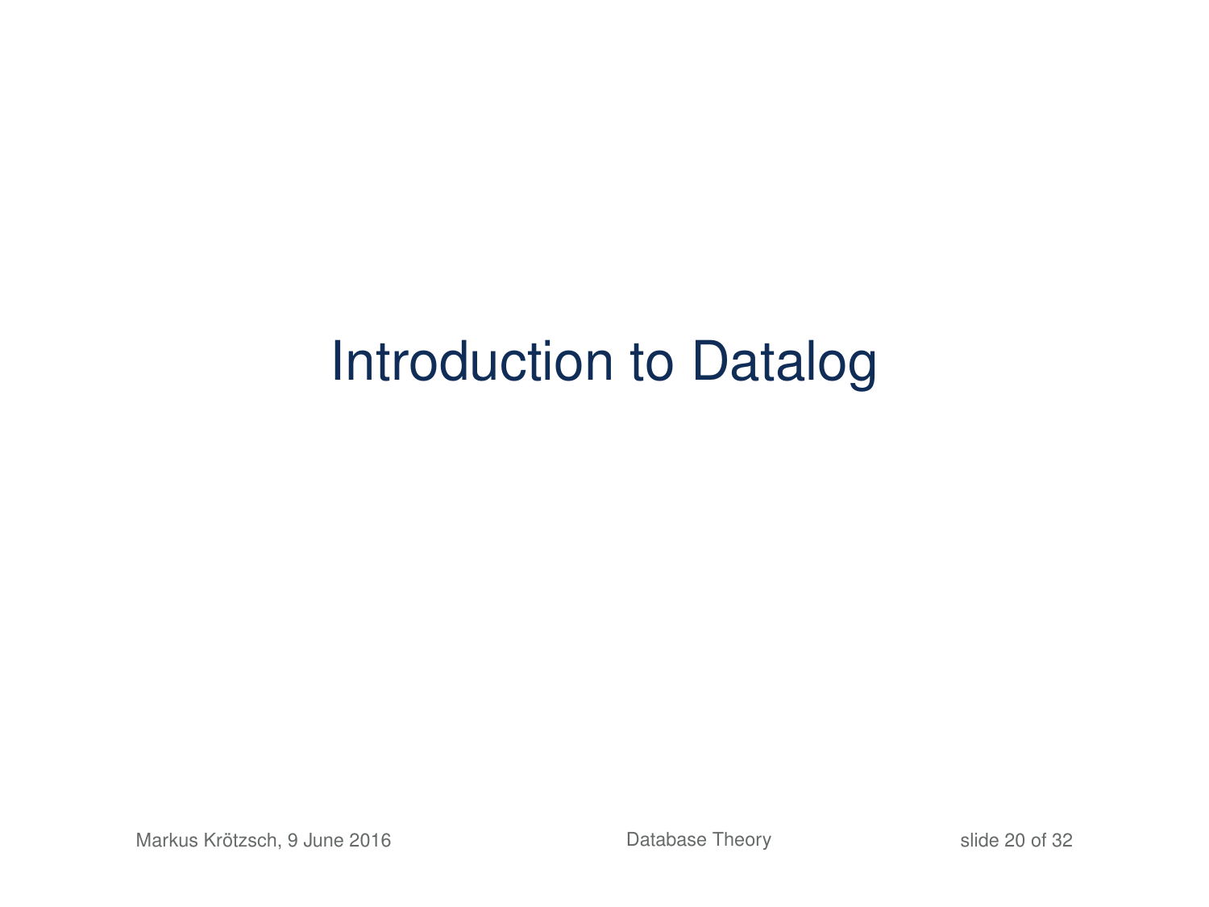# Introduction to Datalog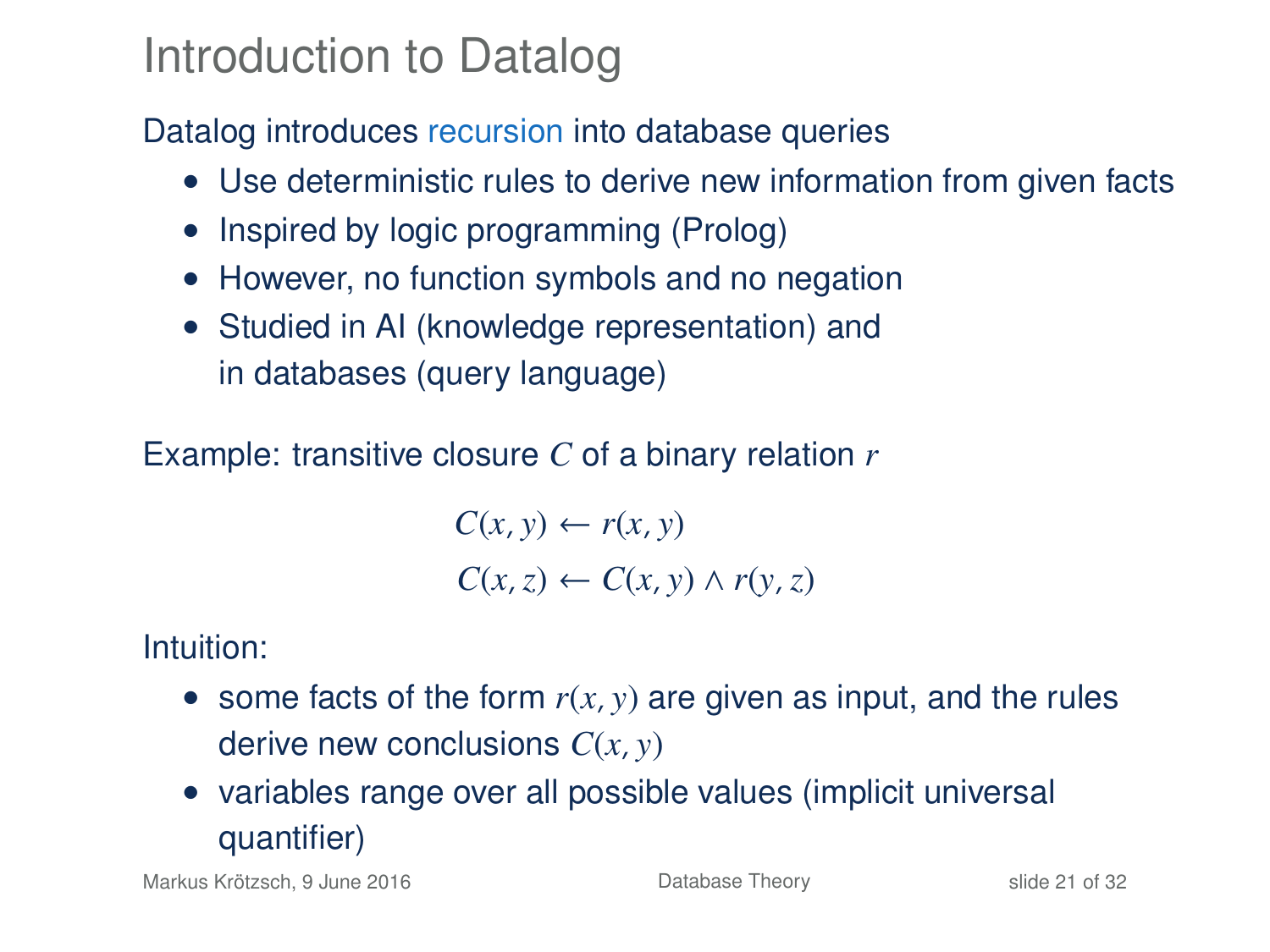# Introduction to Datalog

Datalog introduces recursion into database queries

- Use deterministic rules to derive new information from given facts
- Inspired by logic programming (Prolog)
- However, no function symbols and no negation
- Studied in AI (knowledge representation) and in databases (query language)

Example: transitive closure $C$ of a binary relation $r$

$$C(x, y) \leftarrow r(x, y)$$

$$C(x, z) \leftarrow C(x, y) \wedge r(y, z)$$

Intuition:

- some facts of the form $r(x, y)$ are given as input, and the rules derive new conclusions $C(x, y)$
- variables range over all possible values (implicit universal quantifier)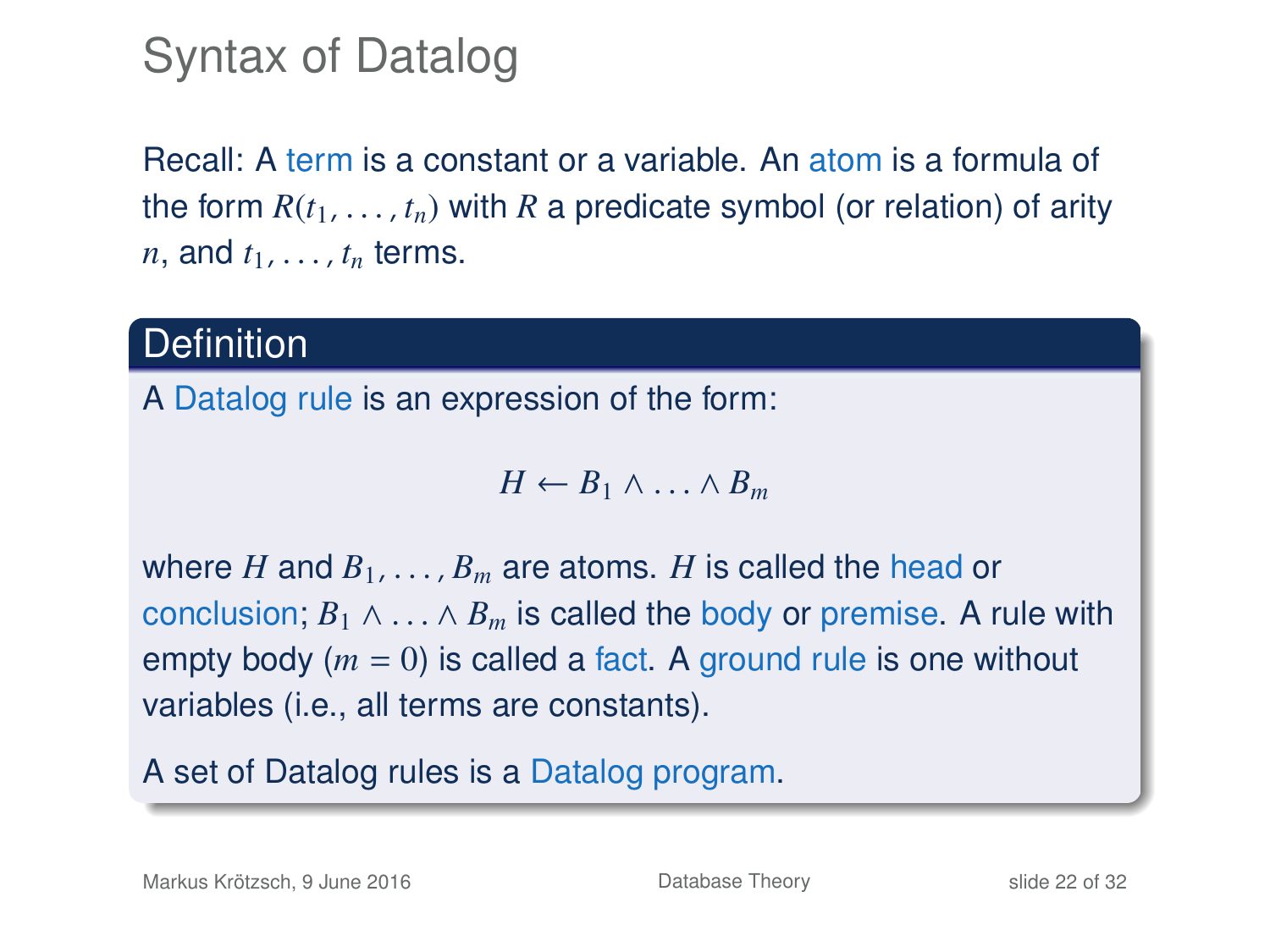# Syntax of Datalog

Recall: A term is a constant or a variable. An atom is a formula of the form $R(t_1, \ldots, t_n)$ with $R$ a predicate symbol (or relation) of arity $n$, and $t_1, \ldots, t_n$ terms.

## Definition

A Datalog rule is an expression of the form:

$$H \leftarrow B_1 \wedge \ldots \wedge B_m$$

where $H$ and $B_1, \ldots, B_m$ are atoms. $H$ is called the head or conclusion; $B_1 \wedge \ldots \wedge B_m$ is called the body or premise. A rule with empty body ($m = 0$) is called a fact. A ground rule is one without variables (i.e., all terms are constants).

A set of Datalog rules is a Datalog program.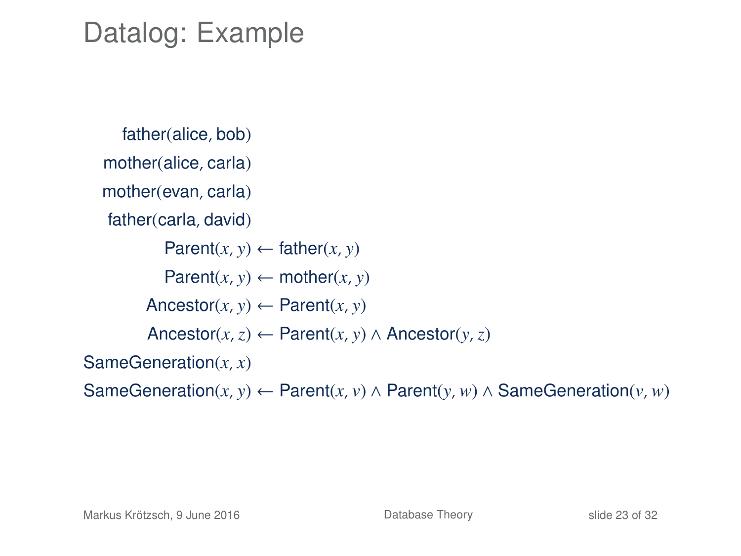# Datalog: Example

$$
\begin{aligned}
\text{father}(\text{alice}, \text{bob}) & \\
\text{mother}(\text{alice}, \text{carla}) & \\
\text{mother}(\text{evan}, \text{carla}) & \\
\text{father}(\text{carla}, \text{david}) & \\
\text{Parent}(x, y) & \leftarrow \text{father}(x, y) \\
\text{Parent}(x, y) & \leftarrow \text{mother}(x, y) \\
\text{Ancestor}(x, y) & \leftarrow \text{Parent}(x, y) \\
\text{Ancestor}(x, z) & \leftarrow \text{Parent}(x, y) \land \text{Ancestor}(y, z) \\
\text{SameGeneration}(x, x) & \\
\text{SameGeneration}(x, y) & \leftarrow \text{Parent}(x, v) \land \text{Parent}(y, w) \land \text{SameGeneration}(v, w)
\end{aligned}
$$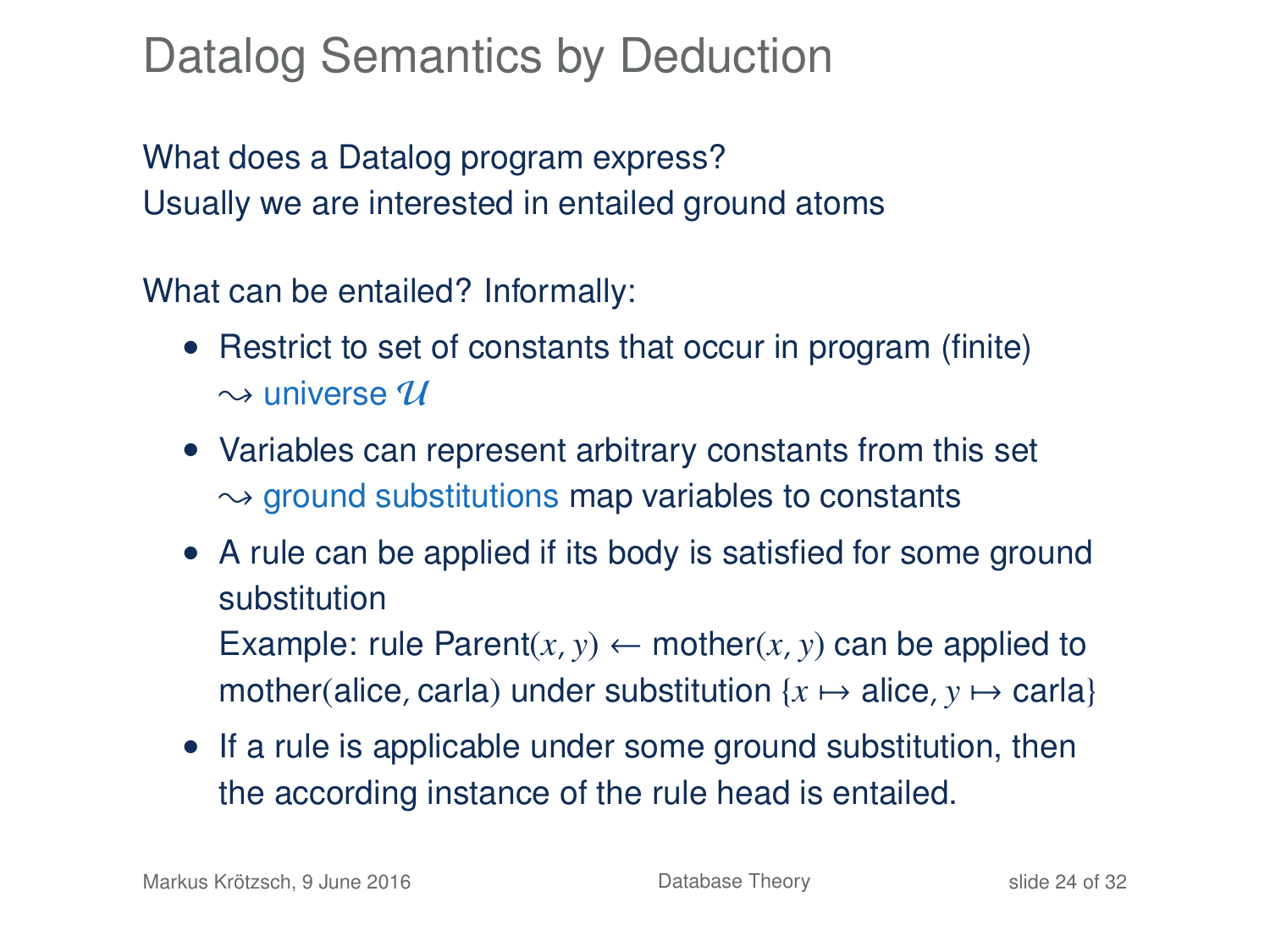# Datalog Semantics by Deduction

What does a Datalog program express?
Usually we are interested in entailed ground atoms

What can be entailed? Informally:

- Restrict to set of constants that occur in program (finite) $\leadsto$ universe $\mathcal{U}$
- Variables can represent arbitrary constants from this set $\leadsto$ ground substitutions map variables to constants
- A rule can be applied if its body is satisfied for some ground substitution
  Example: rule Parent$(x, y) \leftarrow$ mother$(x, y)$ can be applied to mother(alice, carla) under substitution $\{x \mapsto \text{alice}, y \mapsto \text{carla}\}$
- If a rule is applicable under some ground substitution, then the according instance of the rule head is entailed.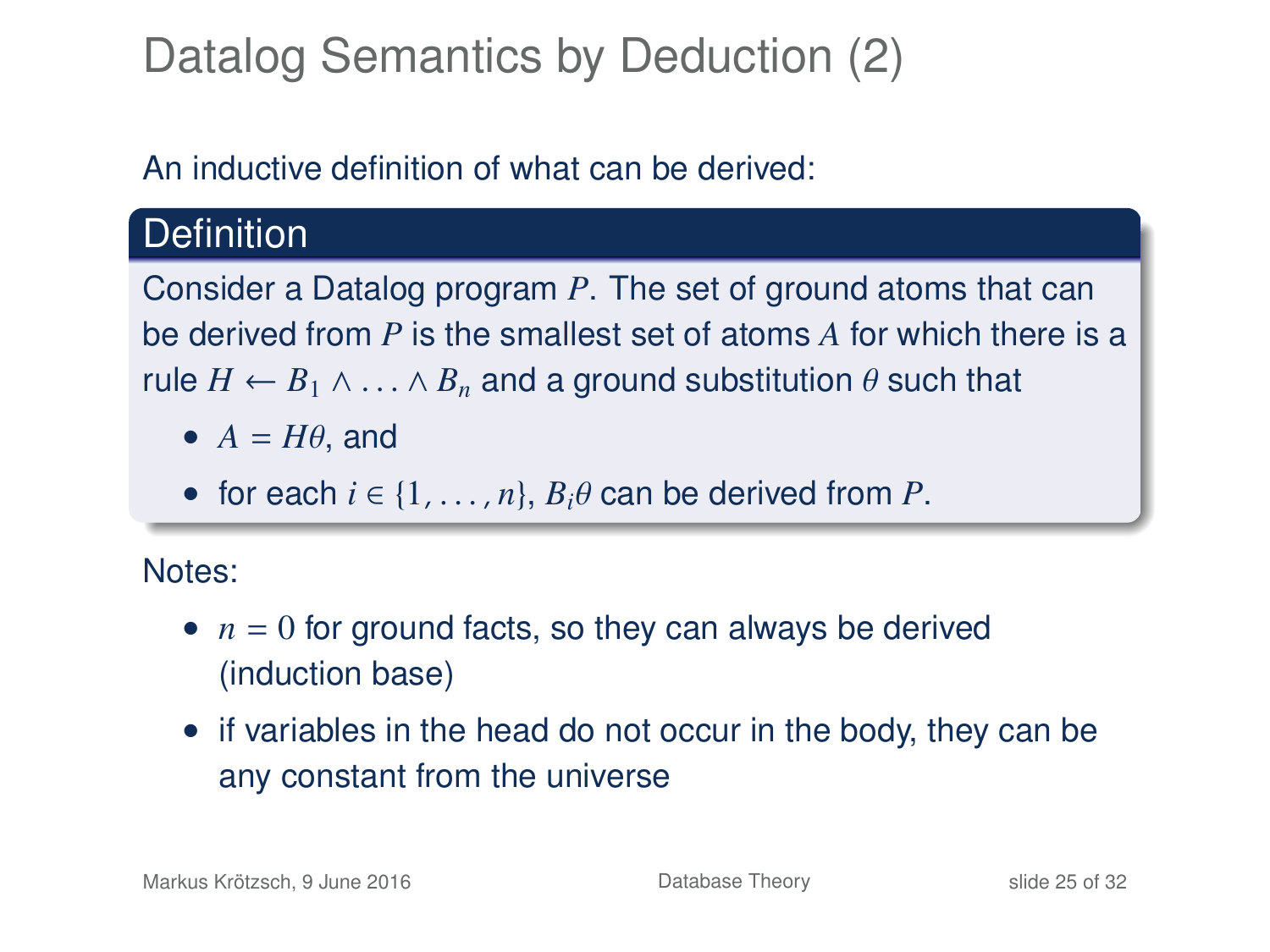# Datalog Semantics by Deduction (2)

An inductive definition of what can be derived:

**Definition**

Consider a Datalog program $P$. The set of ground atoms that can be derived from $P$ is the smallest set of atoms $A$ for which there is a rule $H \leftarrow B_1 \wedge \ldots \wedge B_n$ and a ground substitution $\theta$ such that

- $A = H\theta$, and
- for each $i \in \{1, \ldots, n\}$, $B_i\theta$ can be derived from $P$.

Notes:

- $n = 0$ for ground facts, so they can always be derived (induction base)
- if variables in the head do not occur in the body, they can be any constant from the universe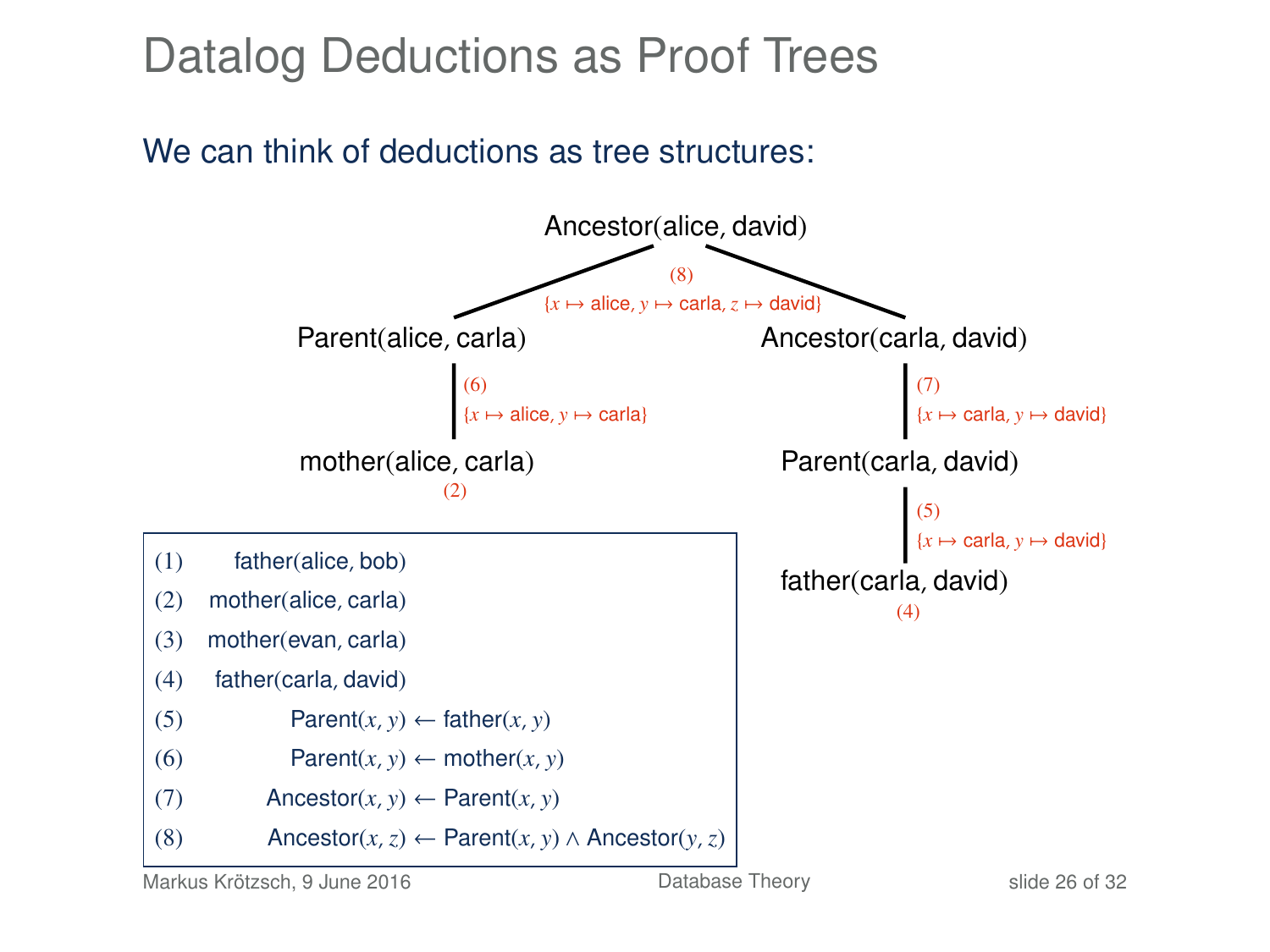# Datalog Deductions as Proof Trees

We can think of deductions as tree structures:

Ancestor(alice, david)

(8) $\{x \mapsto \text{alice}, y \mapsto \text{carla}, z \mapsto \text{david}\}$

Parent(alice, carla)

(6) $\{x \mapsto \text{alice}, y \mapsto \text{carla}\}$

mother(alice, carla)
(2)

Ancestor(carla, david)

(7) $\{x \mapsto \text{carla}, y \mapsto \text{david}\}$

Parent(carla, david)

(5) $\{x \mapsto \text{carla}, y \mapsto \text{david}\}$

father(carla, david)
(4)

| | |
|---|---|
| (1) | father(alice, bob) |
| (2) | mother(alice, carla) |
| (3) | mother(evan, carla) |
| (4) | father(carla, david) |
| (5) | Parent$(x, y) \leftarrow$ father$(x, y)$ |
| (6) | Parent$(x, y) \leftarrow$ mother$(x, y)$ |
| (7) | Ancestor$(x, y) \leftarrow$ Parent$(x, y)$ |
| (8) | Ancestor$(x, z) \leftarrow$ Parent$(x, y) \wedge$ Ancestor$(y, z)$ |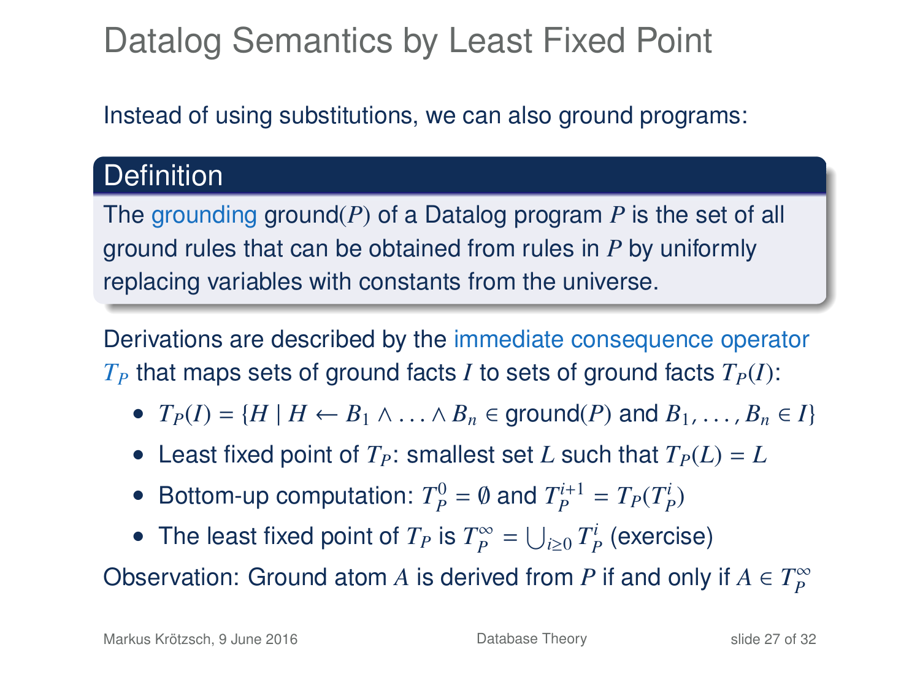# Datalog Semantics by Least Fixed Point

Instead of using substitutions, we can also ground programs:

**Definition**

The grounding ground($P$) of a Datalog program $P$ is the set of all ground rules that can be obtained from rules in $P$ by uniformly replacing variables with constants from the universe.

Derivations are described by the immediate consequence operator $T_P$ that maps sets of ground facts $I$ to sets of ground facts $T_P(I)$:

- $T_P(I) = \{H \mid H \leftarrow B_1 \wedge \ldots \wedge B_n \in \text{ground}(P) \text{ and } B_1, \ldots, B_n \in I\}$
- Least fixed point of $T_P$: smallest set $L$ such that $T_P(L) = L$
- Bottom-up computation: $T_P^0 = \emptyset$ and $T_P^{i+1} = T_P(T_P^i)$
- The least fixed point of $T_P$ is $T_P^\infty = \bigcup_{i \geq 0} T_P^i$ (exercise)

Observation: Ground atom $A$ is derived from $P$ if and only if $A \in T_P^\infty$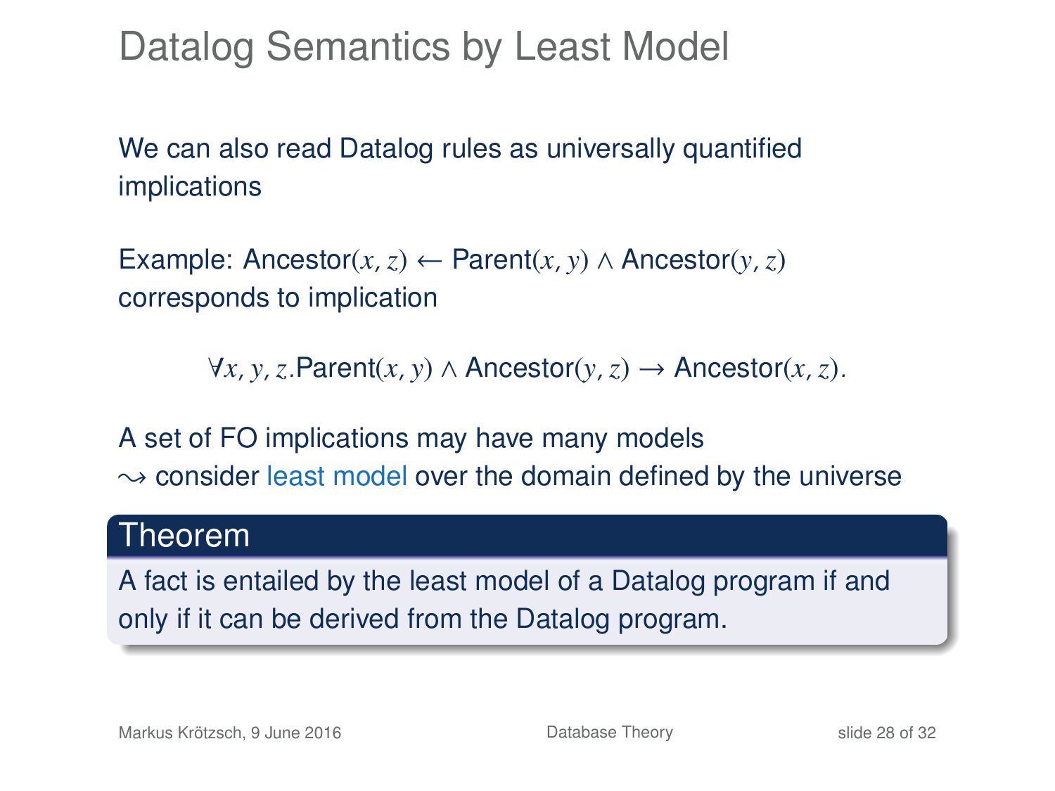# Datalog Semantics by Least Model

We can also read Datalog rules as universally quantified implications

Example: $\text{Ancestor}(x, z) \leftarrow \text{Parent}(x, y) \wedge \text{Ancestor}(y, z)$ corresponds to implication

$$\forall x, y, z. \text{Parent}(x, y) \wedge \text{Ancestor}(y, z) \rightarrow \text{Ancestor}(x, z).$$

A set of FO implications may have many models
$\leadsto$ consider least model over the domain defined by the universe

**Theorem**

A fact is entailed by the least model of a Datalog program if and only if it can be derived from the Datalog program.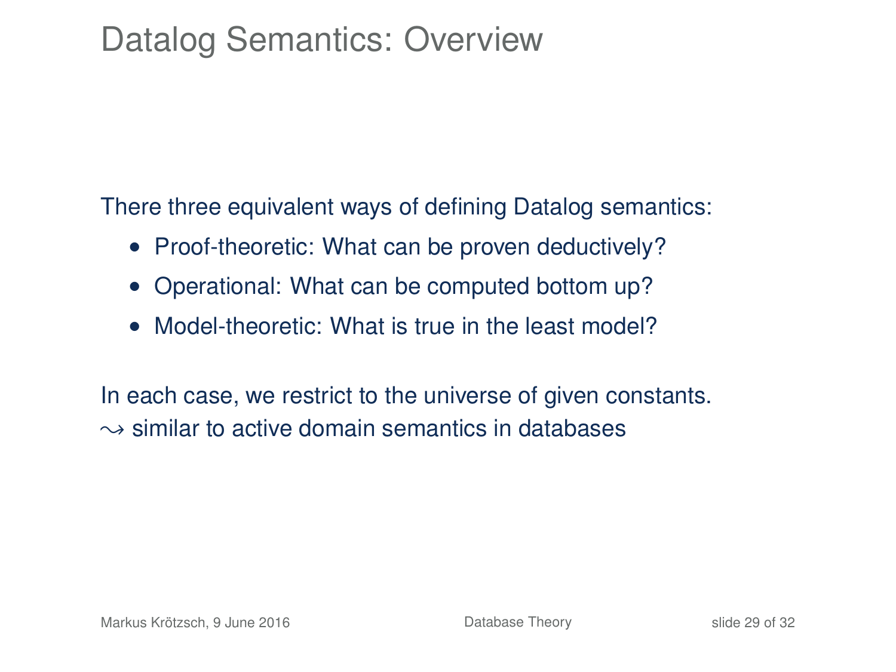# Datalog Semantics: Overview

There three equivalent ways of defining Datalog semantics:

- Proof-theoretic: What can be proven deductively?
- Operational: What can be computed bottom up?
- Model-theoretic: What is true in the least model?

In each case, we restrict to the universe of given constants.
$\leadsto$ similar to active domain semantics in databases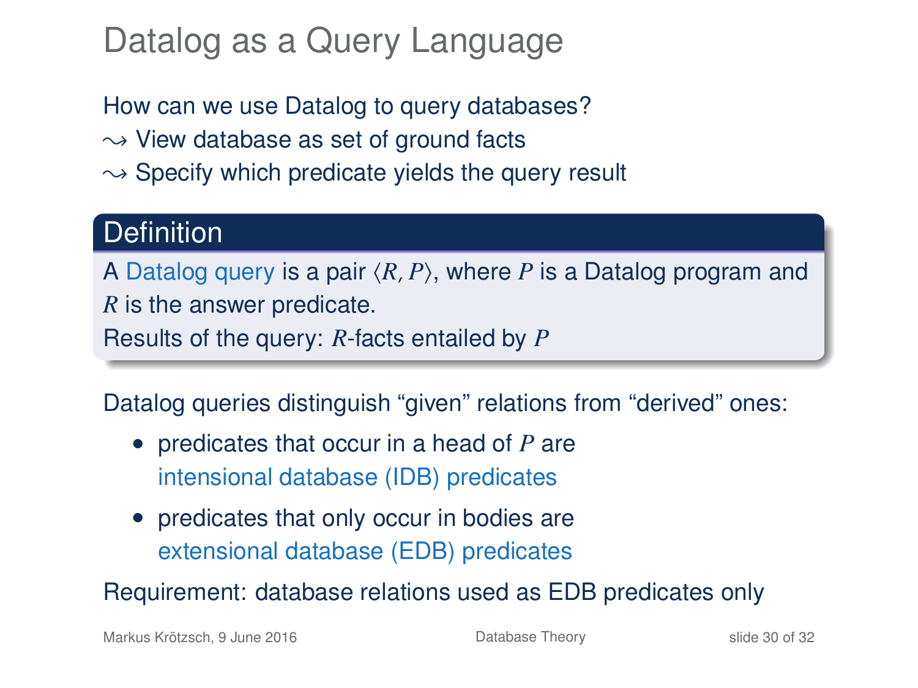# Datalog as a Query Language

How can we use Datalog to query databases?

$\rightsquigarrow$ View database as set of ground facts

$\rightsquigarrow$ Specify which predicate yields the query result

**Definition**

A Datalog query is a pair $\langle R, P \rangle$, where $P$ is a Datalog program and $R$ is the answer predicate.

Results of the query: $R$-facts entailed by $P$

Datalog queries distinguish "given" relations from "derived" ones:

- predicates that occur in a head of $P$ are intensional database (IDB) predicates
- predicates that only occur in bodies are extensional database (EDB) predicates

Requirement: database relations used as EDB predicates only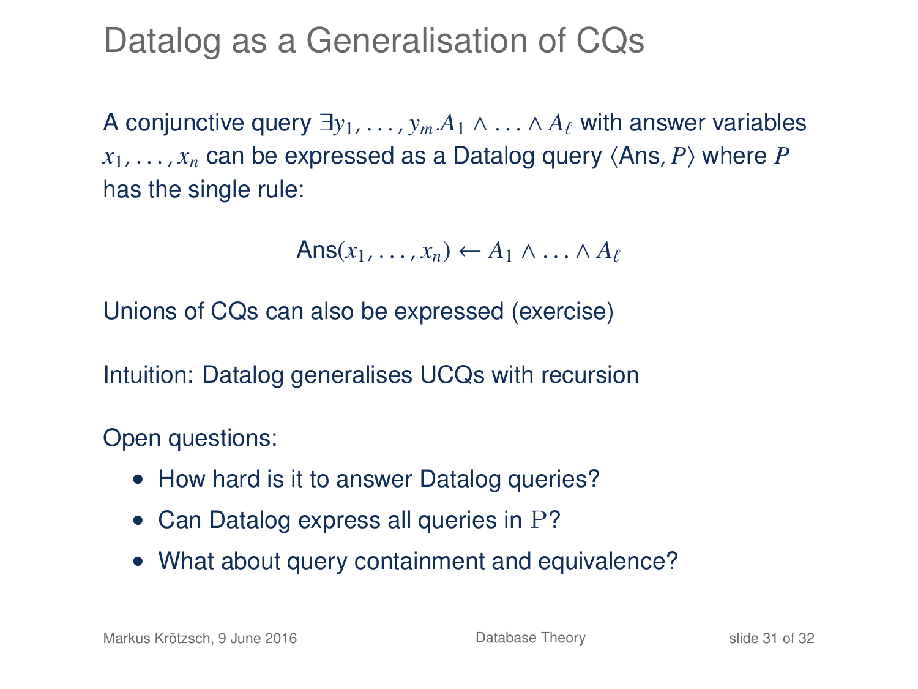# Datalog as a Generalisation of CQs

A conjunctive query $\exists y_1, \ldots, y_m . A_1 \wedge \ldots \wedge A_\ell$ with answer variables $x_1, \ldots, x_n$ can be expressed as a Datalog query $\langle \mathsf{Ans}, P \rangle$ where $P$ has the single rule:

$$\mathsf{Ans}(x_1, \ldots, x_n) \leftarrow A_1 \wedge \ldots \wedge A_\ell$$

Unions of CQs can also be expressed (exercise)

Intuition: Datalog generalises UCQs with recursion

Open questions:

- How hard is it to answer Datalog queries?
- Can Datalog express all queries in $\mathrm{P}$?
- What about query containment and equivalence?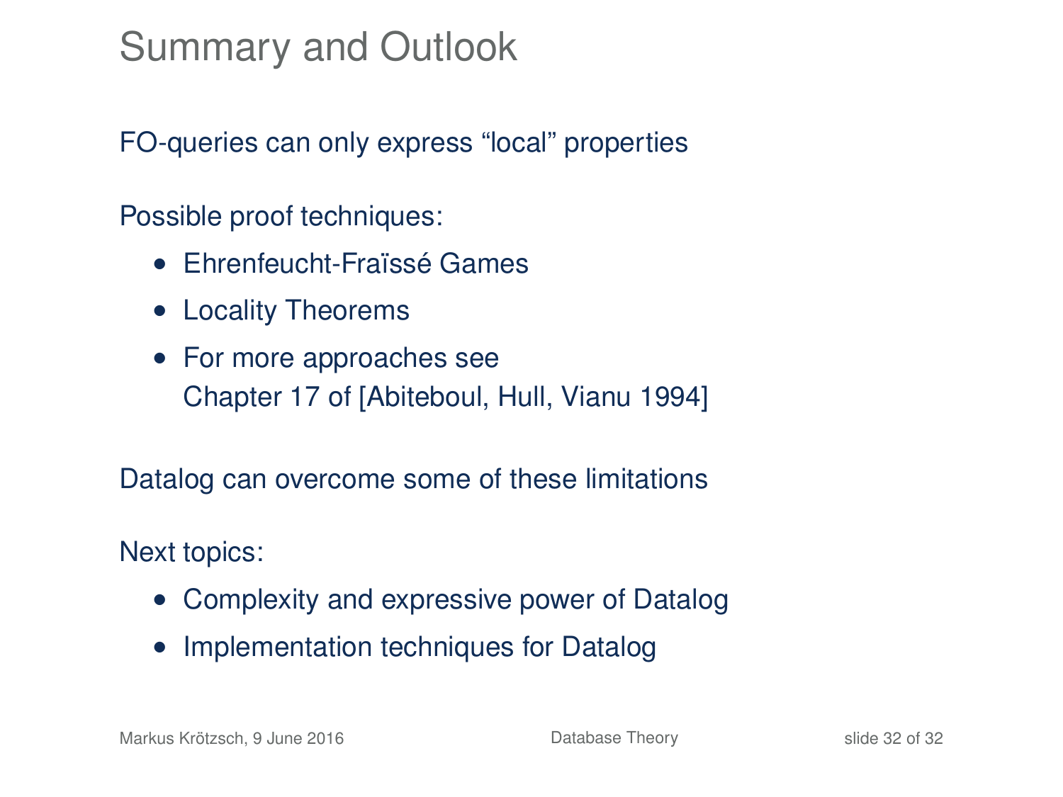# Summary and Outlook

FO-queries can only express “local” properties

Possible proof techniques:

- Ehrenfeucht-Fraïssé Games
- Locality Theorems
- For more approaches see Chapter 17 of [Abiteboul, Hull, Vianu 1994]

Datalog can overcome some of these limitations

Next topics:

- Complexity and expressive power of Datalog
- Implementation techniques for Datalog